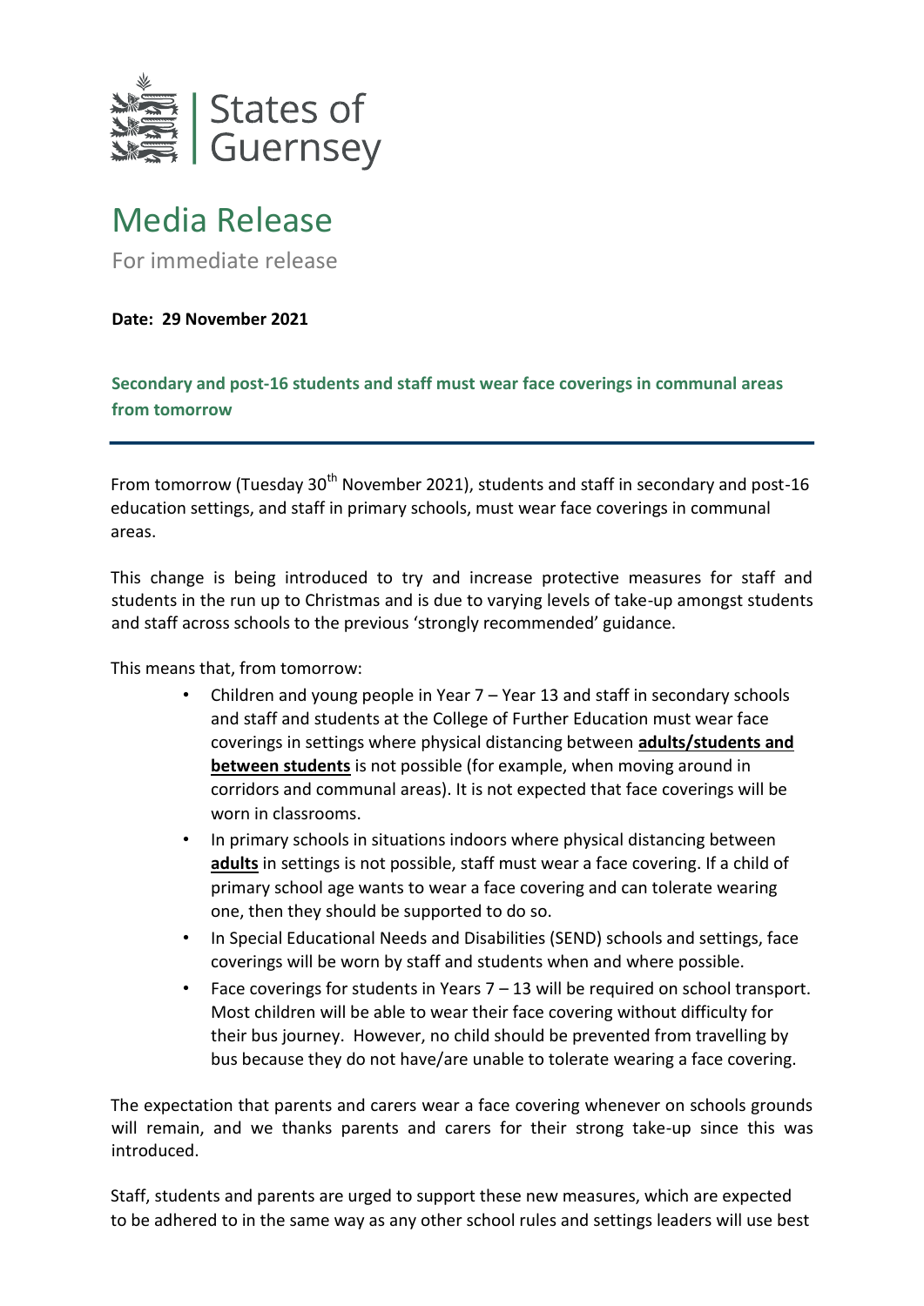States of Guernsey

# Media Release

For immediate release

**Date: 29 November 2021**

## Secondary and post-16 students and staff must wear face coverings in communal areas from tomorrow

From tomorrow (Tuesday 30th November 2021), students and staff in secondary and post-16 education settings, and staff in primary schools, must wear face coverings in communal areas.

This change is being introduced to try and increase protective measures for staff and students in the run up to Christmas and is due to varying levels of take-up amongst students and staff across schools to the previous 'strongly recommended' guidance.

This means that, from tomorrow:

- Children and young people in Year 7 – Year 13 and staff in secondary schools and staff and students at the College of Further Education must wear face coverings in settings where physical distancing between **adults/students and between students** is not possible (for example, when moving around in corridors and communal areas). It is not expected that face coverings will be worn in classrooms.
- In primary schools in situations indoors where physical distancing between **adults** in settings is not possible, staff must wear a face covering. If a child of primary school age wants to wear a face covering and can tolerate wearing one, then they should be supported to do so.
- In Special Educational Needs and Disabilities (SEND) schools and settings, face coverings will be worn by staff and students when and where possible.
- Face coverings for students in Years 7 – 13 will be required on school transport. Most children will be able to wear their face covering without difficulty for their bus journey. However, no child should be prevented from travelling by bus because they do not have/are unable to tolerate wearing a face covering.

The expectation that parents and carers wear a face covering whenever on schools grounds will remain, and we thanks parents and carers for their strong take-up since this was introduced.

Staff, students and parents are urged to support these new measures, which are expected to be adhered to in the same way as any other school rules and settings leaders will use best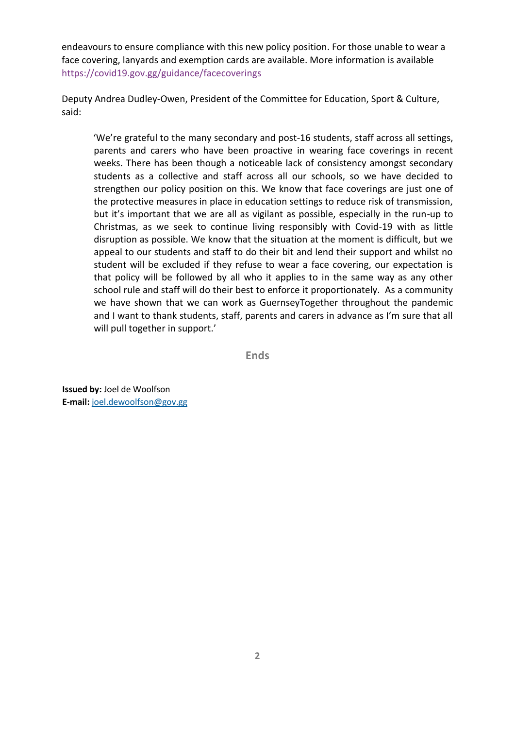endeavours to ensure compliance with this new policy position. For those unable to wear a face covering, lanyards and exemption cards are available. More information is available https://covid19.gov.gg/guidance/facecoverings

Deputy Andrea Dudley-Owen, President of the Committee for Education, Sport & Culture, said:

> 'We're grateful to the many secondary and post-16 students, staff across all settings, parents and carers who have been proactive in wearing face coverings in recent weeks. There has been though a noticeable lack of consistency amongst secondary students as a collective and staff across all our schools, so we have decided to strengthen our policy position on this. We know that face coverings are just one of the protective measures in place in education settings to reduce risk of transmission, but it's important that we are all as vigilant as possible, especially in the run-up to Christmas, as we seek to continue living responsibly with Covid-19 with as little disruption as possible. We know that the situation at the moment is difficult, but we appeal to our students and staff to do their bit and lend their support and whilst no student will be excluded if they refuse to wear a face covering, our expectation is that policy will be followed by all who it applies to in the same way as any other school rule and staff will do their best to enforce it proportionately. As a community we have shown that we can work as GuernseyTogether throughout the pandemic and I want to thank students, staff, parents and carers in advance as I'm sure that all will pull together in support.'

**Ends**

**Issued by:** Joel de Woolfson
**E-mail:** joel.dewoolfson@gov.gg